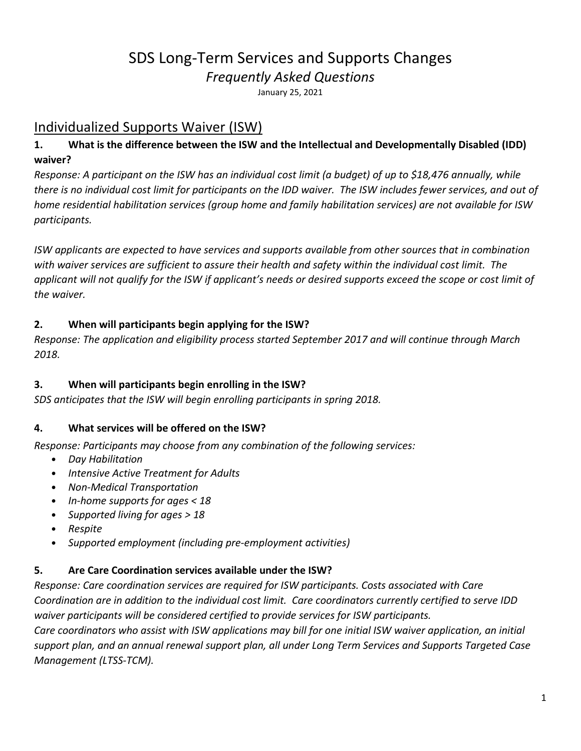# SDS Long-Term Services and Supports Changes

*Frequently Asked Questions*

January 25, 2021

## Individualized Supports Waiver (ISW)

### 1. What is the difference between the ISW and the Intellectual and Developmentally Disabled (IDD) waiver?

*Response: A participant on the ISW has an individual cost limit (a budget) of up to $18,476 annually, while there is no individual cost limit for participants on the IDD waiver. The ISW includes fewer services, and out of home residential habilitation services (group home and family habilitation services) are not available for ISW participants.*

*ISW applicants are expected to have services and supports available from other sources that in combination with waiver services are sufficient to assure their health and safety within the individual cost limit. The applicant will not qualify for the ISW if applicant's needs or desired supports exceed the scope or cost limit of the waiver.*

### 2. When will participants begin applying for the ISW?

*Response: The application and eligibility process started September 2017 and will continue through March 2018.*

### 3. When will participants begin enrolling in the ISW?

*SDS anticipates that the ISW will begin enrolling participants in spring 2018.*

### 4. What services will be offered on the ISW?

*Response: Participants may choose from any combination of the following services:*

- *Day Habilitation*
- *Intensive Active Treatment for Adults*
- *Non-Medical Transportation*
- *In-home supports for ages < 18*
- *Supported living for ages > 18*
- *Respite*
- *Supported employment (including pre-employment activities)*

### 5. Are Care Coordination services available under the ISW?

*Response: Care coordination services are required for ISW participants. Costs associated with Care Coordination are in addition to the individual cost limit. Care coordinators currently certified to serve IDD waiver participants will be considered certified to provide services for ISW participants.*

*Care coordinators who assist with ISW applications may bill for one initial ISW waiver application, an initial support plan, and an annual renewal support plan, all under Long Term Services and Supports Targeted Case Management (LTSS-TCM).*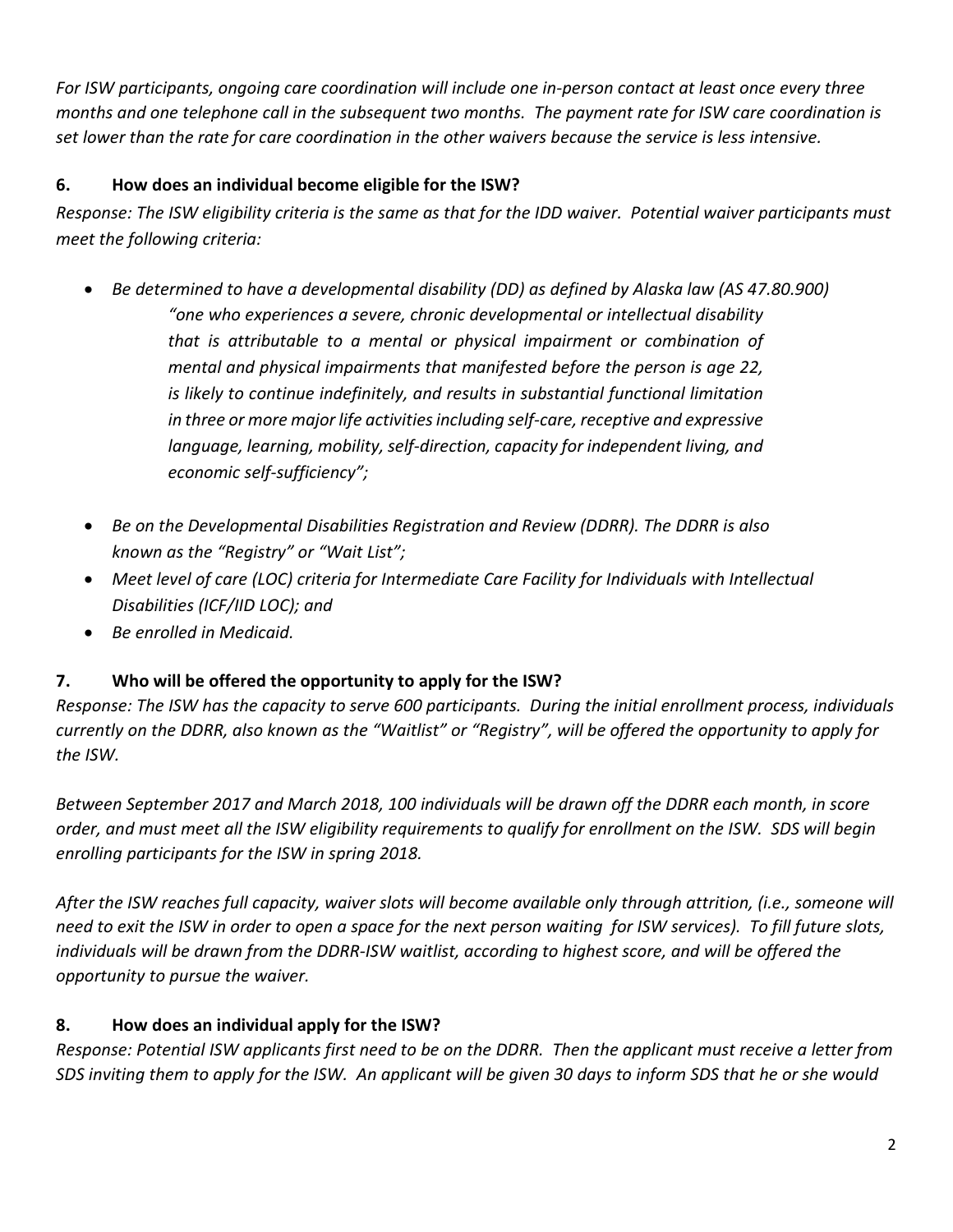*For ISW participants, ongoing care coordination will include one in-person contact at least once every three months and one telephone call in the subsequent two months. The payment rate for ISW care coordination is set lower than the rate for care coordination in the other waivers because the service is less intensive.*

## 6. How does an individual become eligible for the ISW?

*Response: The ISW eligibility criteria is the same as that for the IDD waiver. Potential waiver participants must meet the following criteria:*

- *Be determined to have a developmental disability (DD) as defined by Alaska law (AS 47.80.900)*

  > *"one who experiences a severe, chronic developmental or intellectual disability that is attributable to a mental or physical impairment or combination of mental and physical impairments that manifested before the person is age 22, is likely to continue indefinitely, and results in substantial functional limitation in three or more major life activities including self-care, receptive and expressive language, learning, mobility, self-direction, capacity for independent living, and economic self-sufficiency";*

- *Be on the Developmental Disabilities Registration and Review (DDRR). The DDRR is also known as the "Registry" or "Wait List";*
- *Meet level of care (LOC) criteria for Intermediate Care Facility for Individuals with Intellectual Disabilities (ICF/IID LOC); and*
- *Be enrolled in Medicaid.*

## 7. Who will be offered the opportunity to apply for the ISW?

*Response: The ISW has the capacity to serve 600 participants. During the initial enrollment process, individuals currently on the DDRR, also known as the "Waitlist" or "Registry", will be offered the opportunity to apply for the ISW.*

*Between September 2017 and March 2018, 100 individuals will be drawn off the DDRR each month, in score order, and must meet all the ISW eligibility requirements to qualify for enrollment on the ISW. SDS will begin enrolling participants for the ISW in spring 2018.*

*After the ISW reaches full capacity, waiver slots will become available only through attrition, (i.e., someone will need to exit the ISW in order to open a space for the next person waiting for ISW services). To fill future slots, individuals will be drawn from the DDRR-ISW waitlist, according to highest score, and will be offered the opportunity to pursue the waiver.*

## 8. How does an individual apply for the ISW?

*Response: Potential ISW applicants first need to be on the DDRR. Then the applicant must receive a letter from SDS inviting them to apply for the ISW. An applicant will be given 30 days to inform SDS that he or she would*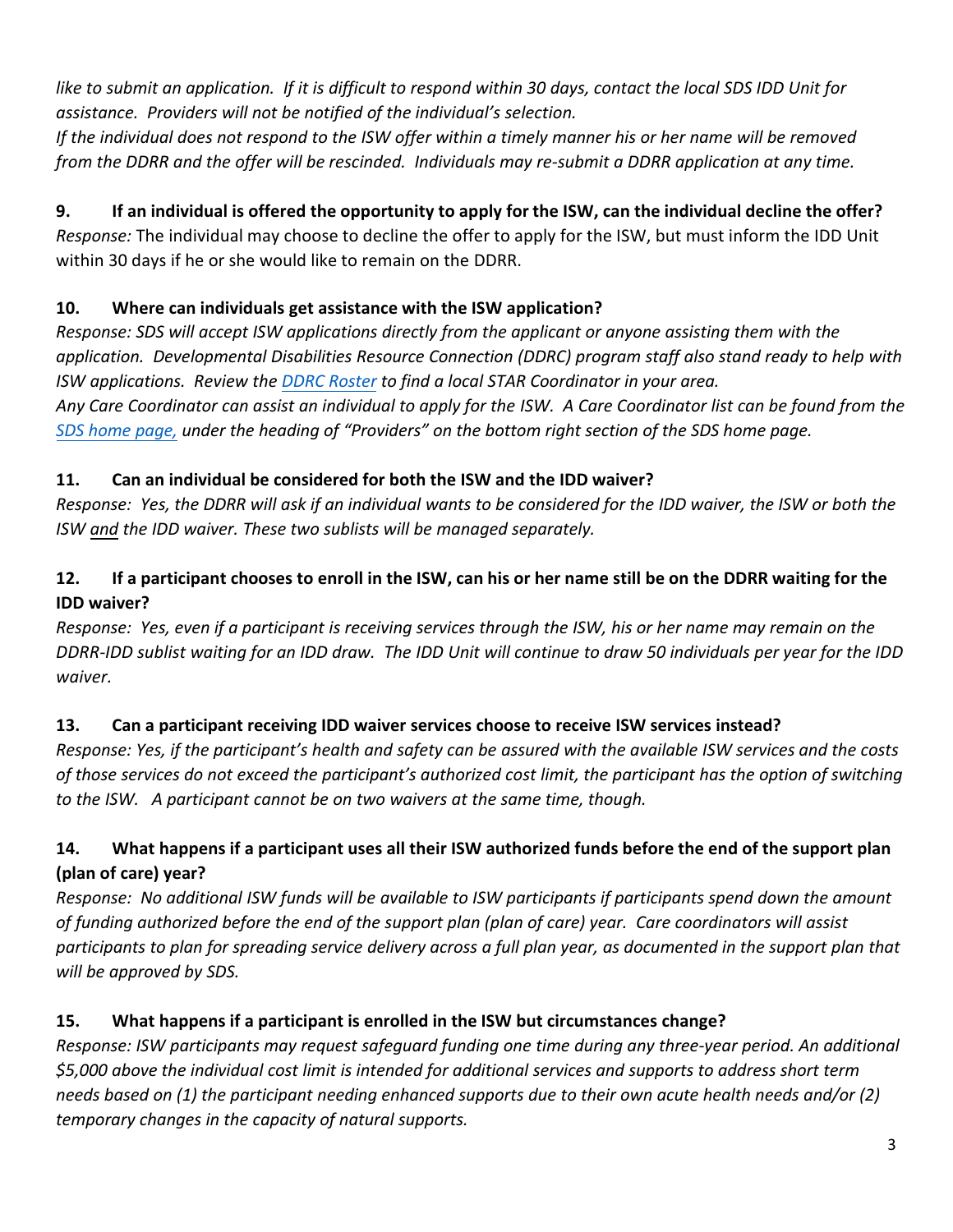*like to submit an application. If it is difficult to respond within 30 days, contact the local SDS IDD Unit for assistance. Providers will not be notified of the individual's selection.*

*If the individual does not respond to the ISW offer within a timely manner his or her name will be removed from the DDRR and the offer will be rescinded. Individuals may re-submit a DDRR application at any time.*

**9. If an individual is offered the opportunity to apply for the ISW, can the individual decline the offer?**

*Response:* The individual may choose to decline the offer to apply for the ISW, but must inform the IDD Unit within 30 days if he or she would like to remain on the DDRR.

**10. Where can individuals get assistance with the ISW application?**

*Response: SDS will accept ISW applications directly from the applicant or anyone assisting them with the application. Developmental Disabilities Resource Connection (DDRC) program staff also stand ready to help with ISW applications. Review the [DDRC Roster](#) to find a local STAR Coordinator in your area.*

*Any Care Coordinator can assist an individual to apply for the ISW. A Care Coordinator list can be found from the [SDS home page,](#) under the heading of "Providers" on the bottom right section of the SDS home page.*

**11. Can an individual be considered for both the ISW and the IDD waiver?**

*Response: Yes, the DDRR will ask if an individual wants to be considered for the IDD waiver, the ISW or both the ISW <u>and</u> the IDD waiver. These two sublists will be managed separately.*

**12. If a participant chooses to enroll in the ISW, can his or her name still be on the DDRR waiting for the IDD waiver?**

*Response: Yes, even if a participant is receiving services through the ISW, his or her name may remain on the DDRR-IDD sublist waiting for an IDD draw. The IDD Unit will continue to draw 50 individuals per year for the IDD waiver.*

**13. Can a participant receiving IDD waiver services choose to receive ISW services instead?**

*Response: Yes, if the participant's health and safety can be assured with the available ISW services and the costs of those services do not exceed the participant's authorized cost limit, the participant has the option of switching to the ISW. A participant cannot be on two waivers at the same time, though.*

**14. What happens if a participant uses all their ISW authorized funds before the end of the support plan (plan of care) year?**

*Response: No additional ISW funds will be available to ISW participants if participants spend down the amount of funding authorized before the end of the support plan (plan of care) year. Care coordinators will assist participants to plan for spreading service delivery across a full plan year, as documented in the support plan that will be approved by SDS.*

**15. What happens if a participant is enrolled in the ISW but circumstances change?**

*Response: ISW participants may request safeguard funding one time during any three-year period. An additional $5,000 above the individual cost limit is intended for additional services and supports to address short term needs based on (1) the participant needing enhanced supports due to their own acute health needs and/or (2) temporary changes in the capacity of natural supports.*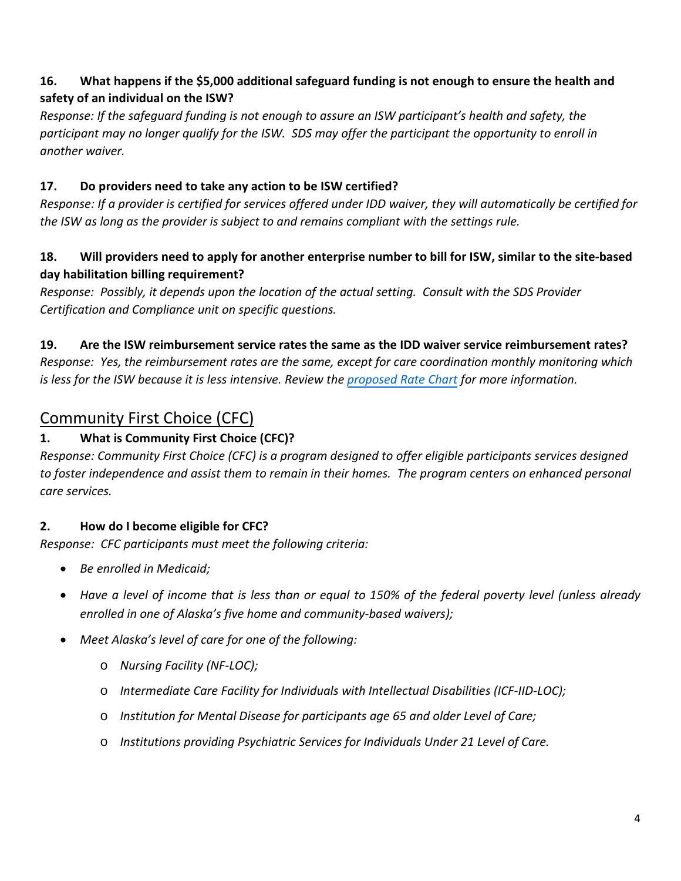**16. What happens if the $5,000 additional safeguard funding is not enough to ensure the health and safety of an individual on the ISW?**

*Response: If the safeguard funding is not enough to assure an ISW participant's health and safety, the participant may no longer qualify for the ISW. SDS may offer the participant the opportunity to enroll in another waiver.*

**17. Do providers need to take any action to be ISW certified?**

*Response: If a provider is certified for services offered under IDD waiver, they will automatically be certified for the ISW as long as the provider is subject to and remains compliant with the settings rule.*

**18. Will providers need to apply for another enterprise number to bill for ISW, similar to the site-based day habilitation billing requirement?**

*Response: Possibly, it depends upon the location of the actual setting. Consult with the SDS Provider Certification and Compliance unit on specific questions.*

**19. Are the ISW reimbursement service rates the same as the IDD waiver service reimbursement rates?**

*Response: Yes, the reimbursement rates are the same, except for care coordination monthly monitoring which is less for the ISW because it is less intensive. Review the proposed Rate Chart for more information.*

## Community First Choice (CFC)

**1. What is Community First Choice (CFC)?**

*Response: Community First Choice (CFC) is a program designed to offer eligible participants services designed to foster independence and assist them to remain in their homes. The program centers on enhanced personal care services.*

**2. How do I become eligible for CFC?**

*Response: CFC participants must meet the following criteria:*

- *Be enrolled in Medicaid;*
- *Have a level of income that is less than or equal to 150% of the federal poverty level (unless already enrolled in one of Alaska's five home and community-based waivers);*
- *Meet Alaska's level of care for one of the following:*
  - *Nursing Facility (NF-LOC);*
  - *Intermediate Care Facility for Individuals with Intellectual Disabilities (ICF-IID-LOC);*
  - *Institution for Mental Disease for participants age 65 and older Level of Care;*
  - *Institutions providing Psychiatric Services for Individuals Under 21 Level of Care.*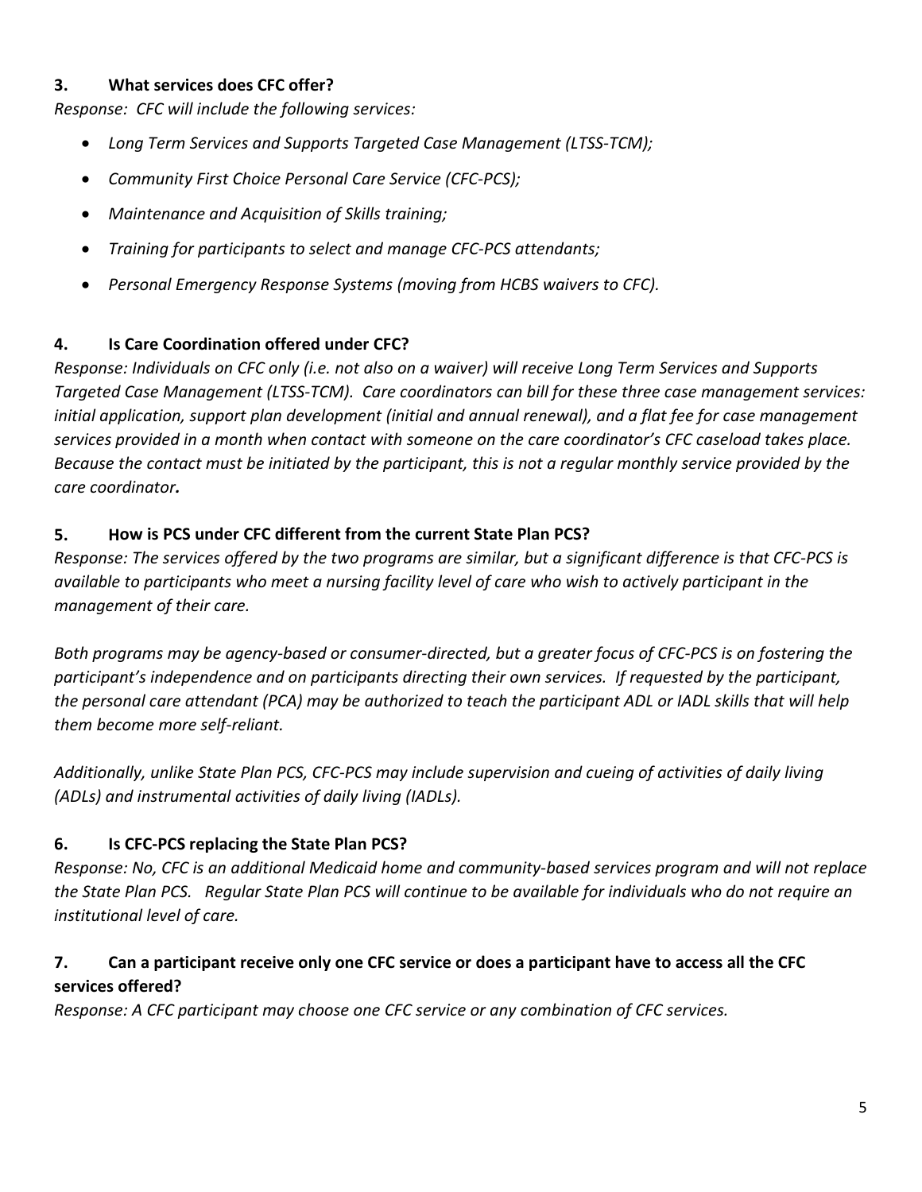### 3. What services does CFC offer?

*Response: CFC will include the following services:*

- *Long Term Services and Supports Targeted Case Management (LTSS-TCM);*
- *Community First Choice Personal Care Service (CFC-PCS);*
- *Maintenance and Acquisition of Skills training;*
- *Training for participants to select and manage CFC-PCS attendants;*
- *Personal Emergency Response Systems (moving from HCBS waivers to CFC).*

### 4. Is Care Coordination offered under CFC?

*Response: Individuals on CFC only (i.e. not also on a waiver) will receive Long Term Services and Supports Targeted Case Management (LTSS-TCM). Care coordinators can bill for these three case management services: initial application, support plan development (initial and annual renewal), and a flat fee for case management services provided in a month when contact with someone on the care coordinator's CFC caseload takes place. Because the contact must be initiated by the participant, this is not a regular monthly service provided by the care coordinator.*

### 5. How is PCS under CFC different from the current State Plan PCS?

*Response: The services offered by the two programs are similar, but a significant difference is that CFC-PCS is available to participants who meet a nursing facility level of care who wish to actively participant in the management of their care.*

*Both programs may be agency-based or consumer-directed, but a greater focus of CFC-PCS is on fostering the participant's independence and on participants directing their own services. If requested by the participant, the personal care attendant (PCA) may be authorized to teach the participant ADL or IADL skills that will help them become more self-reliant.*

*Additionally, unlike State Plan PCS, CFC-PCS may include supervision and cueing of activities of daily living (ADLs) and instrumental activities of daily living (IADLs).*

### 6. Is CFC-PCS replacing the State Plan PCS?

*Response: No, CFC is an additional Medicaid home and community-based services program and will not replace the State Plan PCS. Regular State Plan PCS will continue to be available for individuals who do not require an institutional level of care.*

### 7. Can a participant receive only one CFC service or does a participant have to access all the CFC services offered?

*Response: A CFC participant may choose one CFC service or any combination of CFC services.*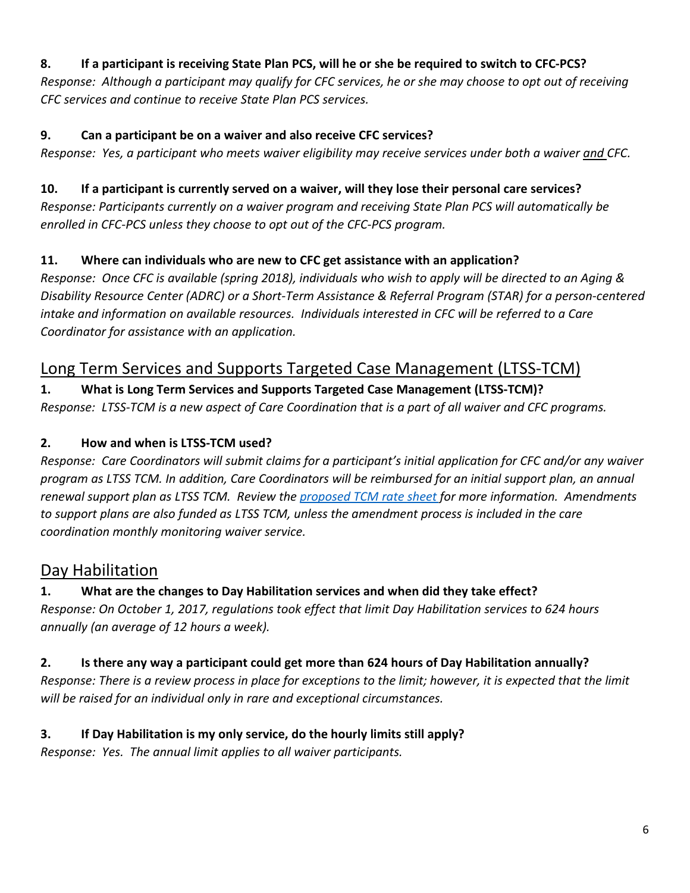**8. If a participant is receiving State Plan PCS, will he or she be required to switch to CFC-PCS?**

*Response: Although a participant may qualify for CFC services, he or she may choose to opt out of receiving CFC services and continue to receive State Plan PCS services.*

**9. Can a participant be on a waiver and also receive CFC services?**

*Response: Yes, a participant who meets waiver eligibility may receive services under both a waiver and CFC.*

**10. If a participant is currently served on a waiver, will they lose their personal care services?**

*Response: Participants currently on a waiver program and receiving State Plan PCS will automatically be enrolled in CFC-PCS unless they choose to opt out of the CFC-PCS program.*

**11. Where can individuals who are new to CFC get assistance with an application?**

*Response: Once CFC is available (spring 2018), individuals who wish to apply will be directed to an Aging & Disability Resource Center (ADRC) or a Short-Term Assistance & Referral Program (STAR) for a person-centered intake and information on available resources. Individuals interested in CFC will be referred to a Care Coordinator for assistance with an application.*

## Long Term Services and Supports Targeted Case Management (LTSS-TCM)

**1. What is Long Term Services and Supports Targeted Case Management (LTSS-TCM)?**

*Response: LTSS-TCM is a new aspect of Care Coordination that is a part of all waiver and CFC programs.*

**2. How and when is LTSS-TCM used?**

*Response: Care Coordinators will submit claims for a participant's initial application for CFC and/or any waiver program as LTSS TCM. In addition, Care Coordinators will be reimbursed for an initial support plan, an annual renewal support plan as LTSS TCM. Review the proposed TCM rate sheet for more information. Amendments to support plans are also funded as LTSS TCM, unless the amendment process is included in the care coordination monthly monitoring waiver service.*

## Day Habilitation

**1. What are the changes to Day Habilitation services and when did they take effect?**

*Response: On October 1, 2017, regulations took effect that limit Day Habilitation services to 624 hours annually (an average of 12 hours a week).*

**2. Is there any way a participant could get more than 624 hours of Day Habilitation annually?**

*Response: There is a review process in place for exceptions to the limit; however, it is expected that the limit will be raised for an individual only in rare and exceptional circumstances.*

**3. If Day Habilitation is my only service, do the hourly limits still apply?**

*Response: Yes. The annual limit applies to all waiver participants.*